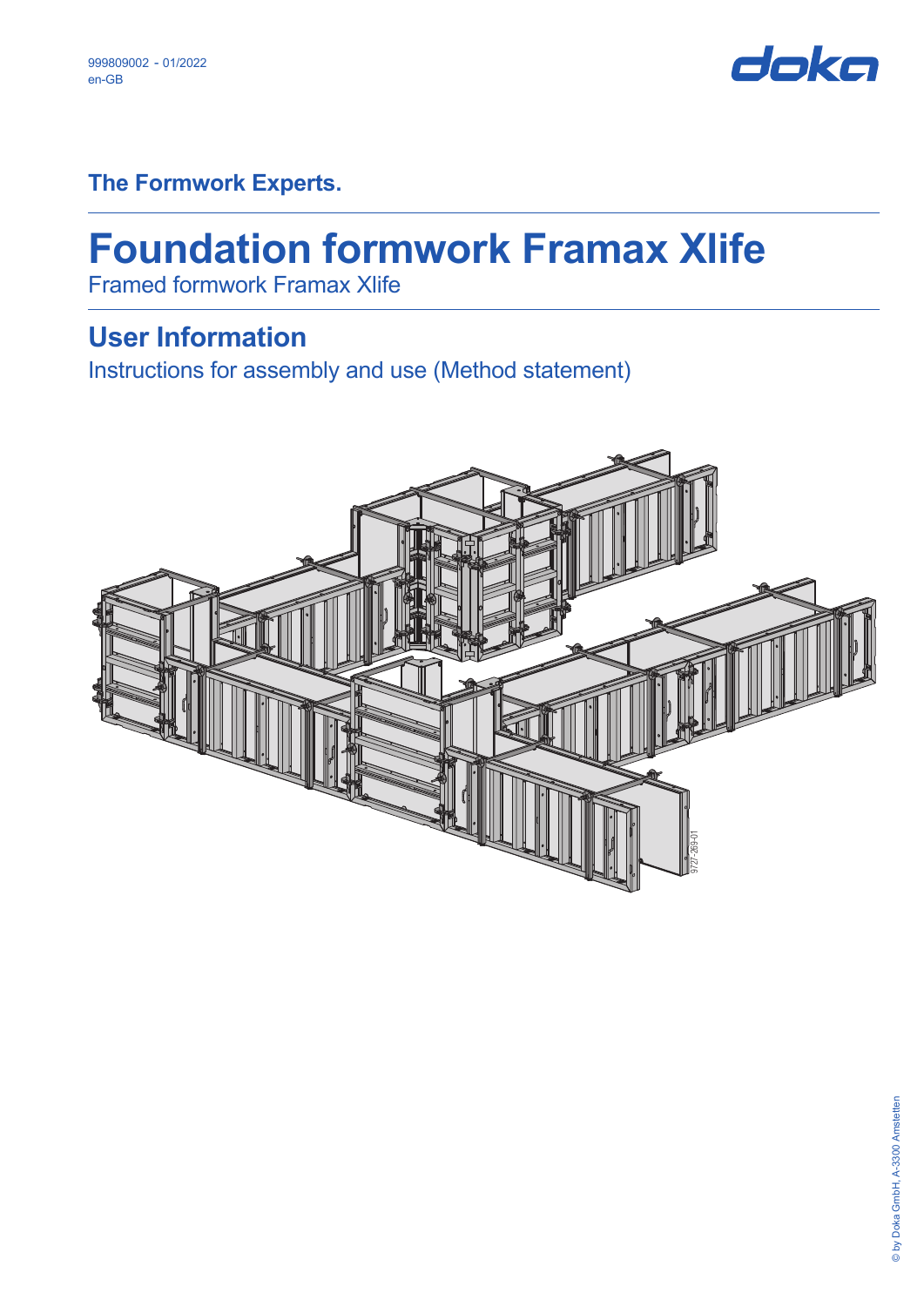999809002 - 01/2022
en-GB

doka

**The Formwork Experts.**

# Foundation formwork Framax Xlife

Framed formwork Framax Xlife

## User Information

Instructions for assembly and use (Method statement)

© by Doka GmbH, A-3300 Amstetten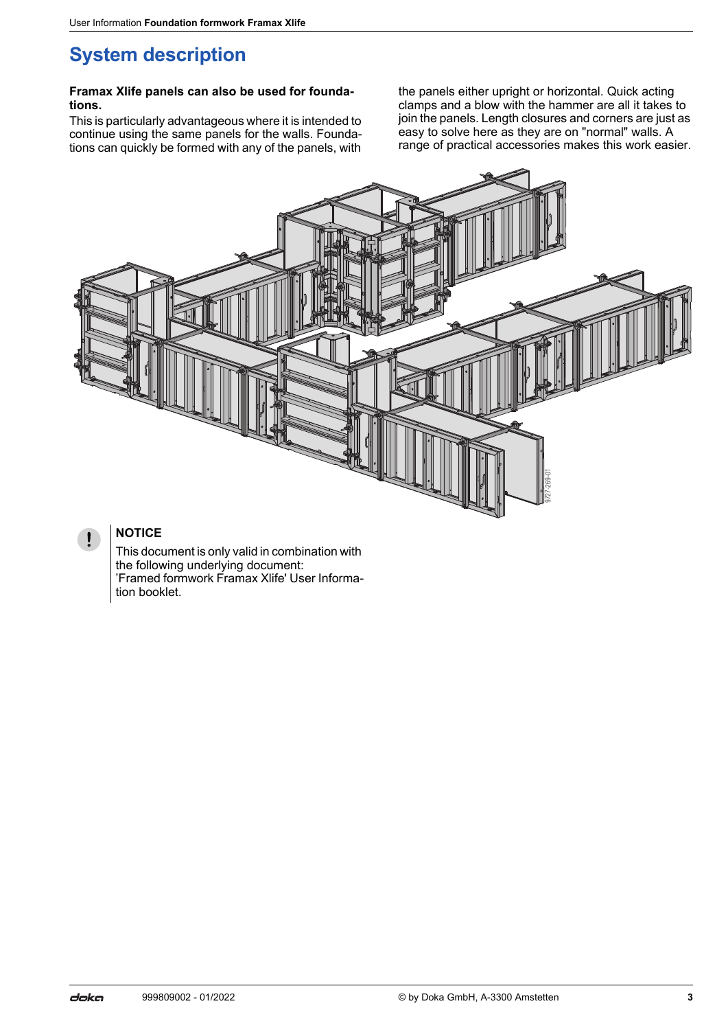# System description

**Framax Xlife panels can also be used for foundations.**

This is particularly advantageous where it is intended to continue using the same panels for the walls. Foundations can quickly be formed with any of the panels, with the panels either upright or horizontal. Quick acting clamps and a blow with the hammer are all it takes to join the panels. Length closures and corners are just as easy to solve here as they are on "normal" walls. A range of practical accessories makes this work easier.

9727-269-01

**NOTICE**

This document is only valid in combination with the following underlying document:
'Framed formwork Framax Xlife' User Information booklet.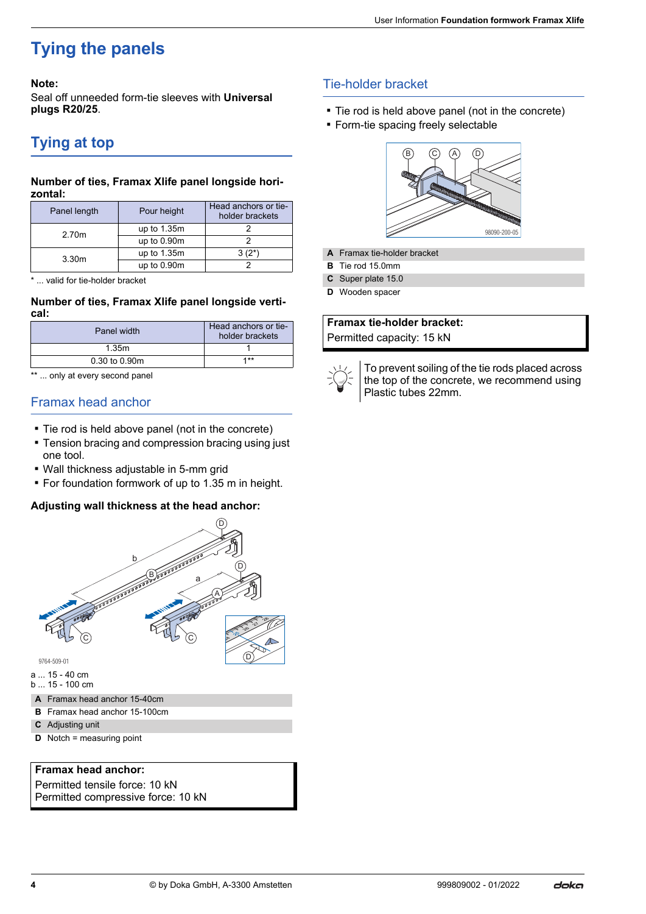# Tying the panels

**Note:**
Seal off unneeded form-tie sleeves with **Universal plugs R20/25**.

## Tying at top

**Number of ties, Framax Xlife panel longside horizontal:**

| Panel length | Pour height | Head anchors or tie-holder brackets |
|---|---|---|
| 2.70m | up to 1.35m | 2 |
| | up to 0.90m | 2 |
| 3.30m | up to 1.35m | 3 (2*) |
| | up to 0.90m | 2 |

* ... valid for tie-holder bracket

**Number of ties, Framax Xlife panel longside vertical:**

| Panel width | Head anchors or tie-holder brackets |
|---|---|
| 1.35m | 1 |
| 0.30 to 0.90m | 1** |

** ... only at every second panel

### Framax head anchor

- Tie rod is held above panel (not in the concrete)
- Tension bracing and compression bracing using just one tool.
- Wall thickness adjustable in 5-mm grid
- For foundation formwork of up to 1.35 m in height.

**Adjusting wall thickness at the head anchor:**

a ... 15 - 40 cm
b ... 15 - 100 cm

**A** Framax head anchor 15-40cm
**B** Framax head anchor 15-100cm
**C** Adjusting unit
**D** Notch = measuring point

**Framax head anchor:**
Permitted tensile force: 10 kN
Permitted compressive force: 10 kN

### Tie-holder bracket

- Tie rod is held above panel (not in the concrete)
- Form-tie spacing freely selectable

**A** Framax tie-holder bracket
**B** Tie rod 15.0mm
**C** Super plate 15.0
**D** Wooden spacer

**Framax tie-holder bracket:**
Permitted capacity: 15 kN

To prevent soiling of the tie rods placed across the top of the concrete, we recommend using Plastic tubes 22mm.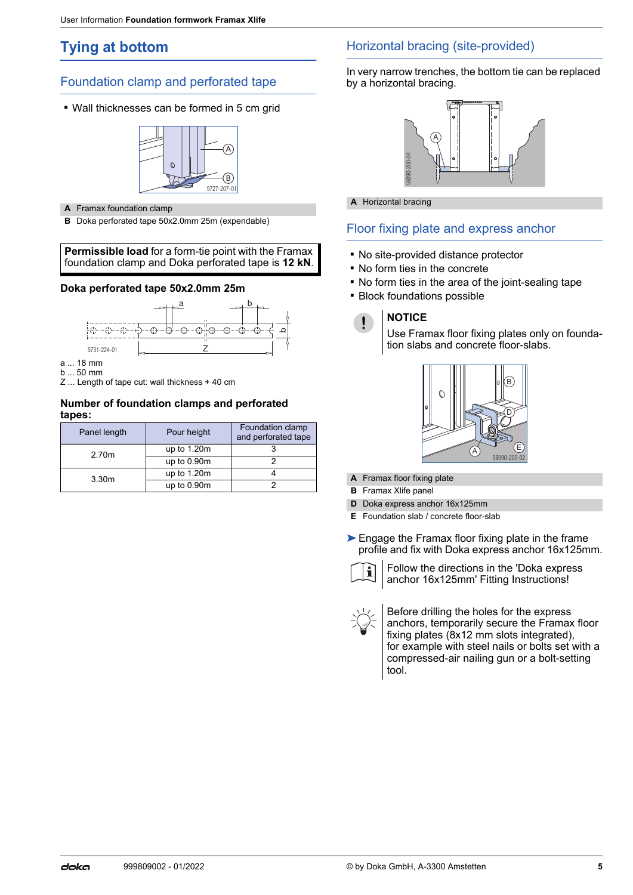# Tying at bottom

## Foundation clamp and perfored tape

- Wall thicknesses can be formed in 5 cm grid

| | |
|---|---|
| **A** | Framax foundation clamp |
| **B** | Doka perforated tape 50x2.0mm 25m (expendable) |

**Permissible load** for a form-tie point with the Framax foundation clamp and Doka perforated tape is **12 kN**.

### Doka perforated tape 50x2.0mm 25m

a ... 18 mm
b ... 50 mm
Z ... Length of tape cut: wall thickness + 40 cm

### Number of foundation clamps and perforated tapes:

| Panel length | Pour height | Foundation clamp and perforated tape |
|---|---|---|
| 2.70m | up to 1.20m | 3 |
| | up to 0.90m | 2 |
| 3.30m | up to 1.20m | 4 |
| | up to 0.90m | 2 |

## Horizontal bracing (site-provided)

In very narrow trenches, the bottom tie can be replaced by a horizontal bracing.

| | |
|---|---|
| **A** | Horizontal bracing |

## Floor fixing plate and express anchor

- No site-provided distance protector
- No form ties in the concrete
- No form ties in the area of the joint-sealing tape
- Block foundations possible

**NOTICE**

Use Framax floor fixing plates only on foundation slabs and concrete floor-slabs.

| | |
|---|---|
| **A** | Framax floor fixing plate |
| **B** | Framax Xlife panel |
| **D** | Doka express anchor 16x125mm |
| **E** | Foundation slab / concrete floor-slab |

➤ Engage the Framax floor fixing plate in the frame profile and fix with Doka express anchor 16x125mm.

Follow the directions in the 'Doka express anchor 16x125mm' Fitting Instructions!

Before drilling the holes for the express anchors, temporarily secure the Framax floor fixing plates (8x12 mm slots integrated), for example with steel nails or bolts set with a compressed-air nailing gun or a bolt-setting tool.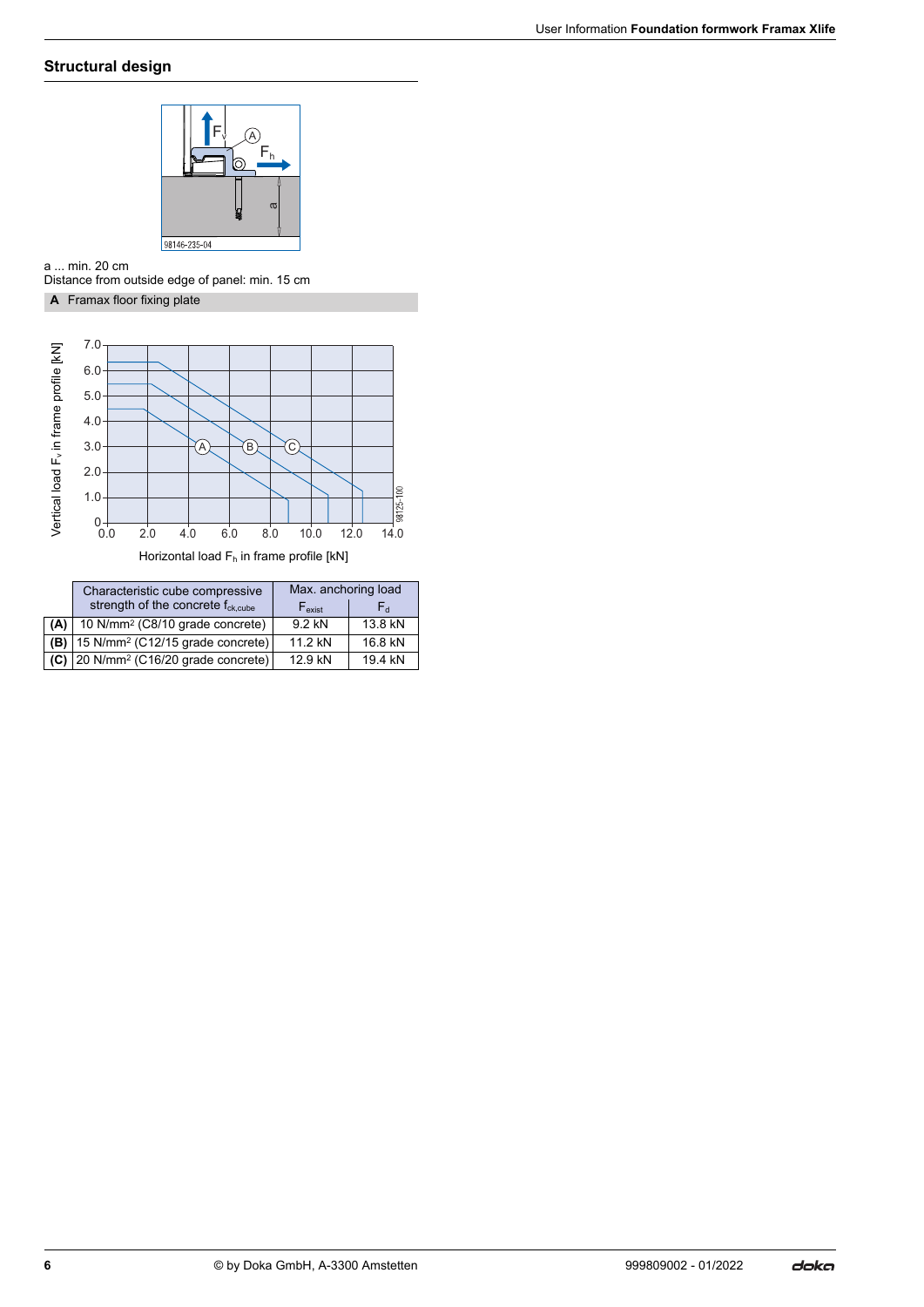## Structural design

a ... min. 20 cm
Distance from outside edge of panel: min. 15 cm

**A** Framax floor fixing plate

|  | Characteristic cube compressive strength of the concrete $f_{ck,cube}$ | Max. anchoring load |  |
|---|---|---|---|
|  |  | $F_{exist}$ | $F_d$ |
| **(A)** | 10 N/mm² (C8/10 grade concrete) | 9.2 kN | 13.8 kN |
| **(B)** | 15 N/mm² (C12/15 grade concrete) | 11.2 kN | 16.8 kN |
| **(C)** | 20 N/mm² (C16/20 grade concrete) | 12.9 kN | 19.4 kN |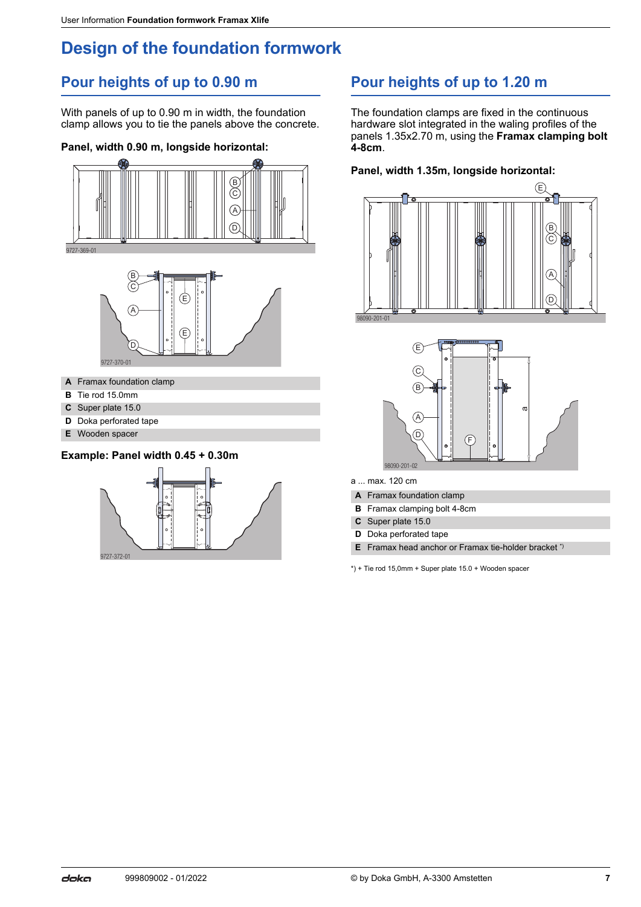# Design of the foundation formwork

## Pour heights of up to 0.90 m

With panels of up to 0.90 m in width, the foundation clamp allows you to tie the panels above the concrete.

**Panel, width 0.90 m, longside horizontal:**

9727-369-01

9727-370-01

| | |
|---|---|
| **A** | Framax foundation clamp |
| **B** | Tie rod 15.0mm |
| **C** | Super plate 15.0 |
| **D** | Doka perforated tape |
| **E** | Wooden spacer |

**Example: Panel width 0.45 + 0.30m**

9727-372-01

## Pour heights of up to 1.20 m

The foundation clamps are fixed in the continuous hardware slot integrated in the waling profiles of the panels 1.35x2.70 m, using the **Framax clamping bolt 4-8cm**.

**Panel, width 1.35m, longside horizontal:**

98090-201-01

98090-201-02

a ... max. 120 cm

| | |
|---|---|
| **A** | Framax foundation clamp |
| **B** | Framax clamping bolt 4-8cm |
| **C** | Super plate 15.0 |
| **D** | Doka perforated tape |
| **E** | Framax head anchor or Framax tie-holder bracket *) |

*) + Tie rod 15,0mm + Super plate 15.0 + Wooden spacer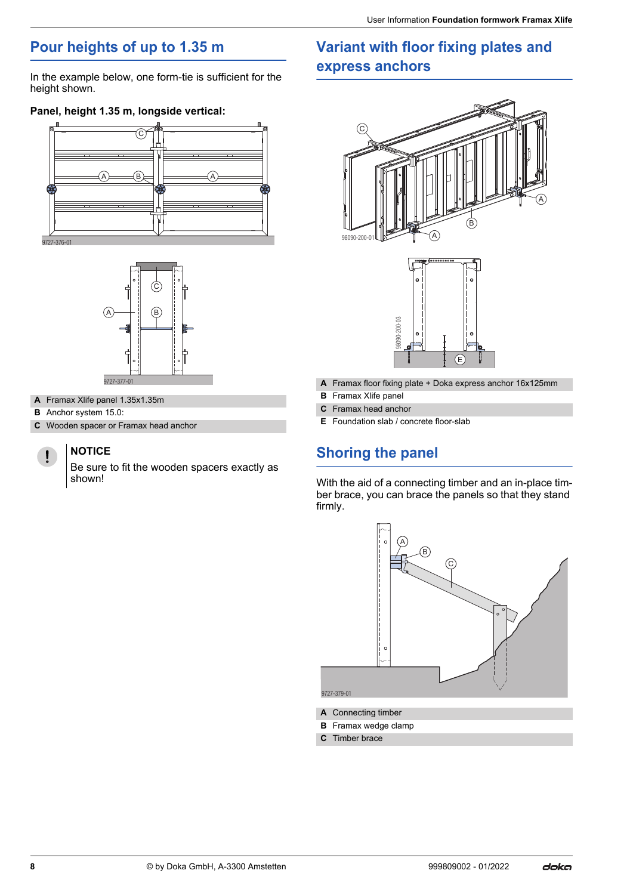## Pour heights of up to 1.35 m

In the example below, one form-tie is sufficient for the height shown.

**Panel, height 1.35 m, longside vertical:**

| | |
|---|---|
| **A** | Framax Xlife panel 1.35x1.35m |
| **B** | Anchor system 15.0: |
| **C** | Wooden spacer or Framax head anchor |

> **NOTICE**
> Be sure to fit the wooden spacers exactly as shown!

## Variant with floor fixing plates and express anchors

| | |
|---|---|
| **A** | Framax floor fixing plate + Doka express anchor 16x125mm |
| **B** | Framax Xlife panel |
| **C** | Framax head anchor |
| **E** | Foundation slab / concrete floor-slab |

## Shoring the panel

With the aid of a connecting timber and an in-place timber brace, you can brace the panels so that they stand firmly.

| | |
|---|---|
| **A** | Connecting timber |
| **B** | Framax wedge clamp |
| **C** | Timber brace |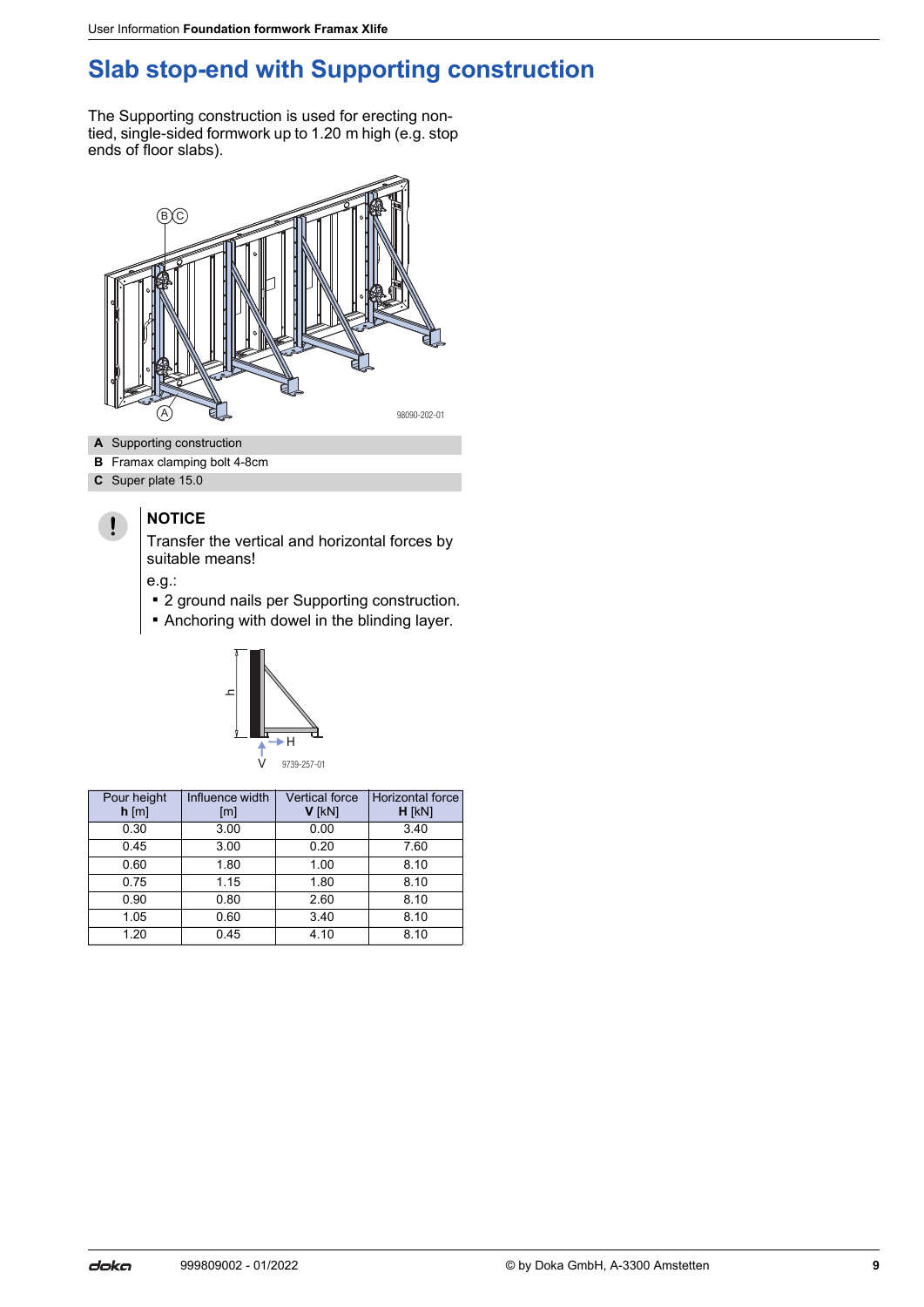# Slab stop-end with Supporting construction

The Supporting construction is used for erecting non-tied, single-sided formwork up to 1.20 m high (e.g. stop ends of floor slabs).

98090-202-01

| | |
|---|---|
| **A** | Supporting construction |
| **B** | Framax clamping bolt 4-8cm |
| **C** | Super plate 15.0 |

**NOTICE**

Transfer the vertical and horizontal forces by suitable means!

e.g.:

- 2 ground nails per Supporting construction.
- Anchoring with dowel in the blinding layer.

9739-257-01

| Pour height **h** [m] | Influence width [m] | Vertical force **V** [kN] | Horizontal force **H** [kN] |
|---|---|---|---|
| 0.30 | 3.00 | 0.00 | 3.40 |
| 0.45 | 3.00 | 0.20 | 7.60 |
| 0.60 | 1.80 | 1.00 | 8.10 |
| 0.75 | 1.15 | 1.80 | 8.10 |
| 0.90 | 0.80 | 2.60 | 8.10 |
| 1.05 | 0.60 | 3.40 | 8.10 |
| 1.20 | 0.45 | 4.10 | 8.10 |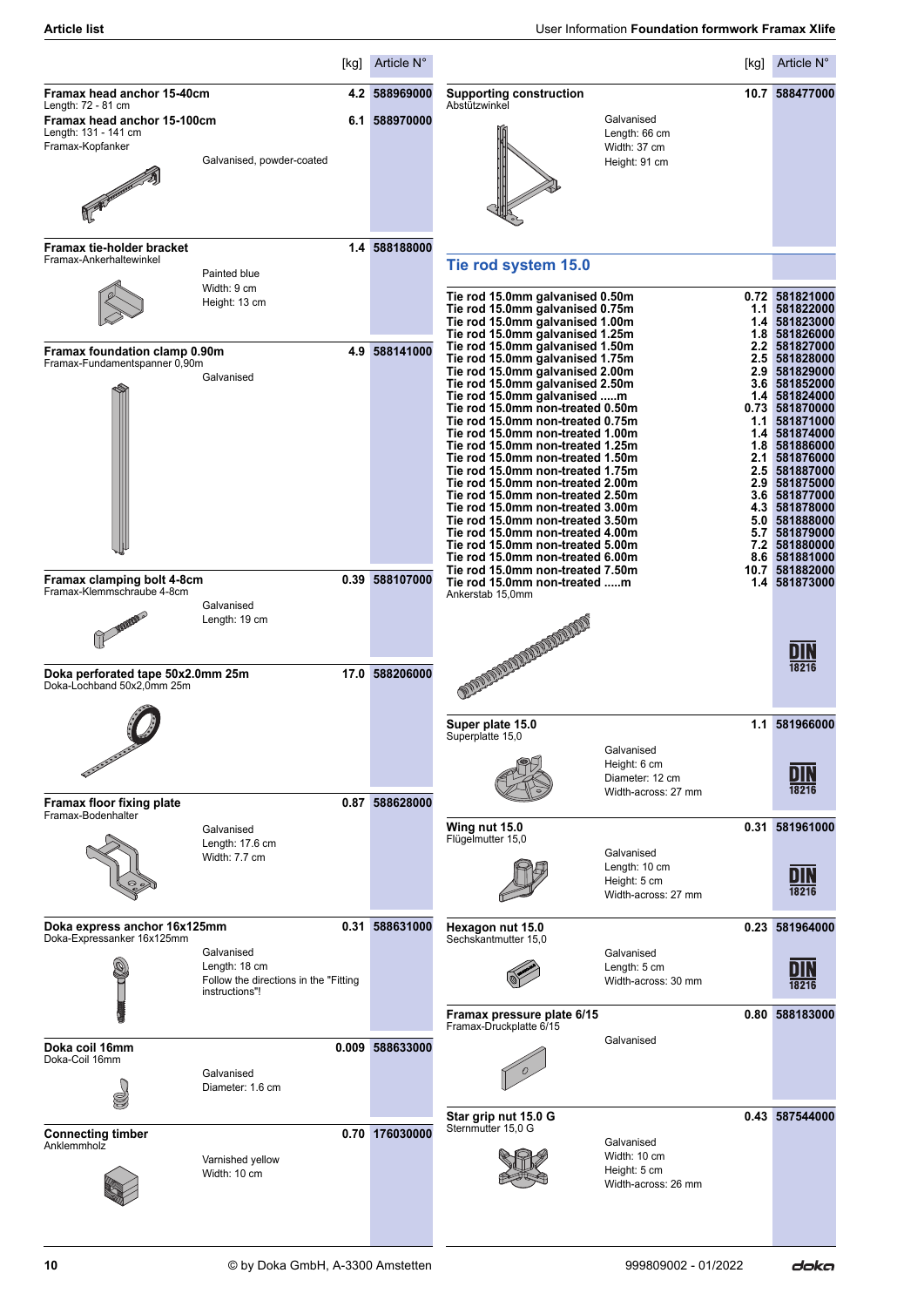| | [kg] | Article N° |
|---|---|---|
| **Framax head anchor 15-40cm**<br>Length: 72 - 81 cm | 4.2 | 588969000 |
| **Framax head anchor 15-100cm**<br>Length: 131 - 141 cm<br>Framax-Kopfanker<br>Galvanised, powder-coated | 6.1 | 588970000 |
| **Framax tie-holder bracket**<br>Framax-Ankerhaltewinkel<br>Painted blue<br>Width: 9 cm<br>Height: 13 cm | 1.4 | 588188000 |
| **Framax foundation clamp 0.90m**<br>Framax-Fundamentspanner 0,90m<br>Galvanised | 4.9 | 588141000 |
| **Framax clamping bolt 4-8cm**<br>Framax-Klemmschraube 4-8cm<br>Galvanised<br>Length: 19 cm | 0.39 | 588107000 |
| **Doka perforated tape 50x2.0mm 25m**<br>Doka-Lochband 50x2,0mm 25m | 17.0 | 588206000 |
| **Framax floor fixing plate**<br>Framax-Bodenhalter<br>Galvanised<br>Length: 17.6 cm<br>Width: 7.7 cm | 0.87 | 588628000 |
| **Doka express anchor 16x125mm**<br>Doka-Expressanker 16x125mm<br>Galvanised<br>Length: 18 cm<br>Follow the directions in the "Fitting instructions"! | 0.31 | 588631000 |
| **Doka coil 16mm**<br>Doka-Coil 16mm<br>Galvanised<br>Diameter: 1.6 cm | 0.009 | 588633000 |
| **Connecting timber**<br>Anklemmholz<br>Varnished yellow<br>Width: 10 cm | 0.70 | 176030000 |

| | [kg] | Article N° |
|---|---|---|
| **Supporting construction**<br>Abstützwinkel<br>Galvanised<br>Length: 66 cm<br>Width: 37 cm<br>Height: 91 cm | 10.7 | 588477000 |

## Tie rod system 15.0

| | [kg] | Article N° |
|---|---|---|
| **Tie rod 15.0mm galvanised 0.50m** | 0.72 | 581821000 |
| **Tie rod 15.0mm galvanised 0.75m** | 1.1 | 581822000 |
| **Tie rod 15.0mm galvanised 1.00m** | 1.4 | 581823000 |
| **Tie rod 15.0mm galvanised 1.25m** | 1.8 | 581826000 |
| **Tie rod 15.0mm galvanised 1.50m** | 2.2 | 581827000 |
| **Tie rod 15.0mm galvanised 1.75m** | 2.5 | 581828000 |
| **Tie rod 15.0mm galvanised 2.00m** | 2.9 | 581829000 |
| **Tie rod 15.0mm galvanised 2.50m** | 3.6 | 581852000 |
| **Tie rod 15.0mm galvanised .....m** | 1.4 | 581824000 |
| **Tie rod 15.0mm non-treated 0.50m** | 0.73 | 581870000 |
| **Tie rod 15.0mm non-treated 0.75m** | 1.1 | 581871000 |
| **Tie rod 15.0mm non-treated 1.00m** | 1.4 | 581874000 |
| **Tie rod 15.0mm non-treated 1.25m** | 1.8 | 581886000 |
| **Tie rod 15.0mm non-treated 1.50m** | 2.1 | 581876000 |
| **Tie rod 15.0mm non-treated 1.75m** | 2.5 | 581887000 |
| **Tie rod 15.0mm non-treated 2.00m** | 2.9 | 581875000 |
| **Tie rod 15.0mm non-treated 2.50m** | 3.6 | 581877000 |
| **Tie rod 15.0mm non-treated 3.00m** | 4.3 | 581878000 |
| **Tie rod 15.0mm non-treated 3.50m** | 5.0 | 581888000 |
| **Tie rod 15.0mm non-treated 4.00m** | 5.7 | 581879000 |
| **Tie rod 15.0mm non-treated 5.00m** | 7.2 | 581880000 |
| **Tie rod 15.0mm non-treated 6.00m** | 8.6 | 581881000 |
| **Tie rod 15.0mm non-treated 7.50m** | 10.7 | 581882000 |
| **Tie rod 15.0mm non-treated .....m**<br>Ankerstab 15,0mm | 1.4 | 581873000<br>DIN 18216 |
| **Super plate 15.0**<br>Superplatte 15,0<br>Galvanised<br>Height: 6 cm<br>Diameter: 12 cm<br>Width-across: 27 mm | 1.1 | 581966000<br>DIN 18216 |
| **Wing nut 15.0**<br>Flügelmutter 15,0<br>Galvanised<br>Length: 10 cm<br>Height: 5 cm<br>Width-across: 27 mm | 0.31 | 581961000<br>DIN 18216 |
| **Hexagon nut 15.0**<br>Sechskantmutter 15,0<br>Galvanised<br>Length: 5 cm<br>Width-across: 30 mm | 0.23 | 581964000<br>DIN 18216 |
| **Framax pressure plate 6/15**<br>Framax-Druckplatte 6/15<br>Galvanised | 0.80 | 588183000 |
| **Star grip nut 15.0 G**<br>Sternmutter 15,0 G<br>Galvanised<br>Width: 10 cm<br>Height: 5 cm<br>Width-across: 26 mm | 0.43 | 587544000 |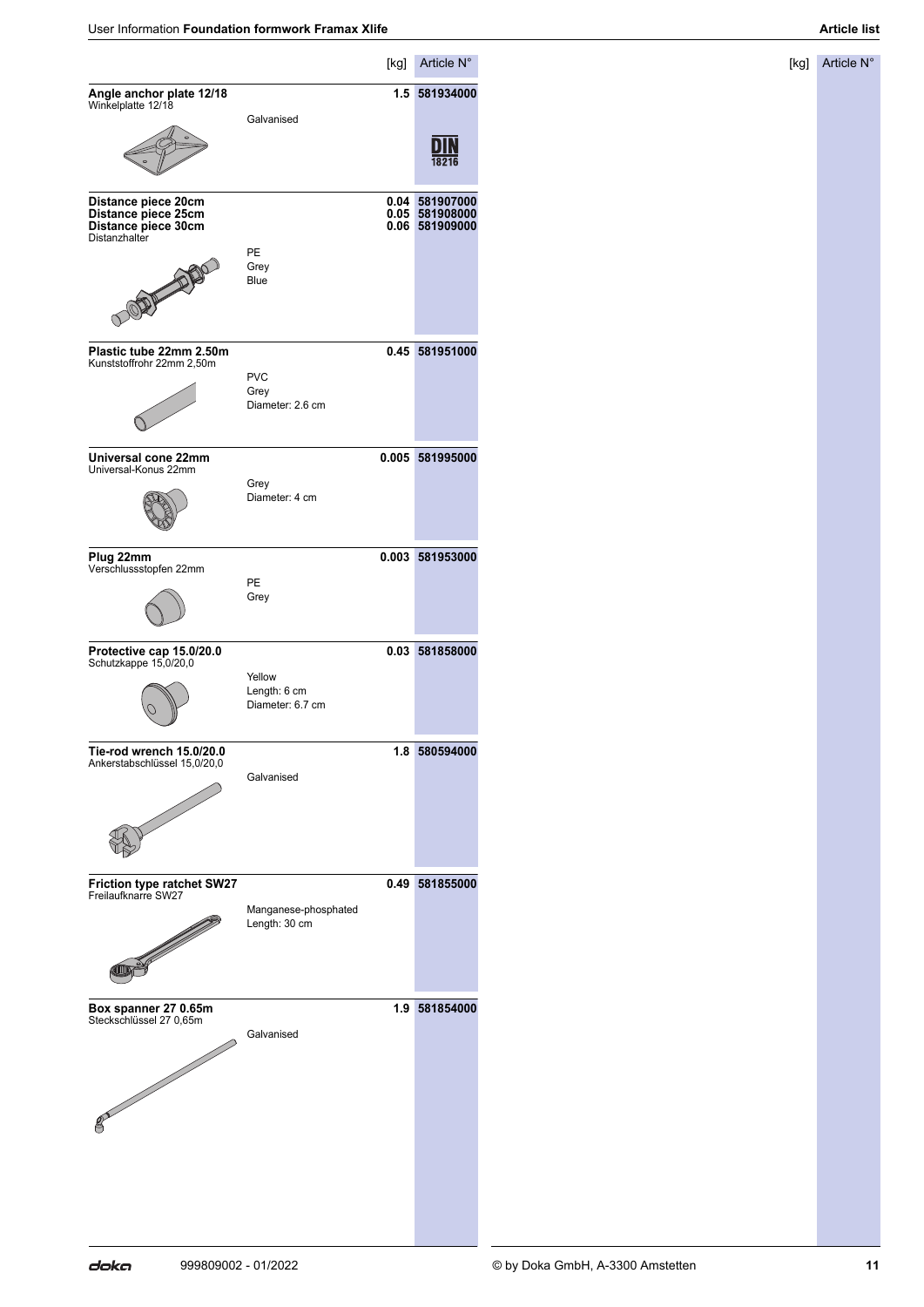| | | [kg] | Article N° |
|---|---|---|---|
| **Angle anchor plate 12/18**<br>Winkelplatte 12/18 | Galvanised | **1.5** | **581934000**<br>DIN 18216 |
| **Distance piece 20cm**<br>**Distance piece 25cm**<br>**Distance piece 30cm**<br>Distanzhalter | PE<br>Grey<br>Blue | **0.04**<br>**0.05**<br>**0.06** | **581907000**<br>**581908000**<br>**581909000** |
| **Plastic tube 22mm 2.50m**<br>Kunststoffrohr 22mm 2,50m | PVC<br>Grey<br>Diameter: 2.6 cm | **0.45** | **581951000** |
| **Universal cone 22mm**<br>Universal-Konus 22mm | Grey<br>Diameter: 4 cm | **0.005** | **581995000** |
| **Plug 22mm**<br>Verschlussstopfen 22mm | PE<br>Grey | **0.003** | **581953000** |
| **Protective cap 15.0/20.0**<br>Schutzkappe 15,0/20,0 | Yellow<br>Length: 6 cm<br>Diameter: 6.7 cm | **0.03** | **581858000** |
| **Tie-rod wrench 15.0/20.0**<br>Ankerstabschlüssel 15,0/20,0 | Galvanised | **1.8** | **580594000** |
| **Friction type ratchet SW27**<br>Freilaufknarre SW27 | Manganese-phosphated<br>Length: 30 cm | **0.49** | **581855000** |
| **Box spanner 27 0.65m**<br>Steckschlüssel 27 0,65m | Galvanised | **1.9** | **581854000** |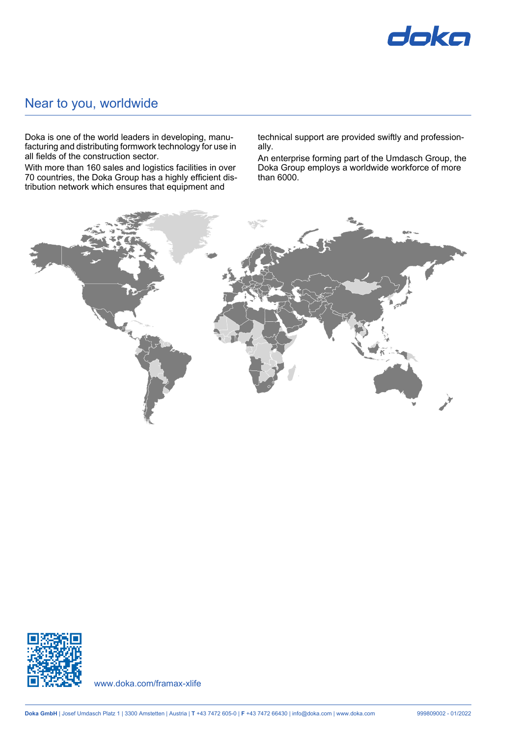## Near to you, worldwide

Doka is one of the world leaders in developing, manufacturing and distributing formwork technology for use in all fields of the construction sector.

With more than 160 sales and logistics facilities in over 70 countries, the Doka Group has a highly efficient distribution network which ensures that equipment and technical support are provided swiftly and professionally.

An enterprise forming part of the Umdasch Group, the Doka Group employs a worldwide workforce of more than 6000.

www.doka.com/framax-xlife

**Doka GmbH** | Josef Umdasch Platz 1 | 3300 Amstetten | Austria | **T** +43 7472 605-0 | **F** +43 7472 66430 | info@doka.com | www.doka.com

999809002 - 01/2022